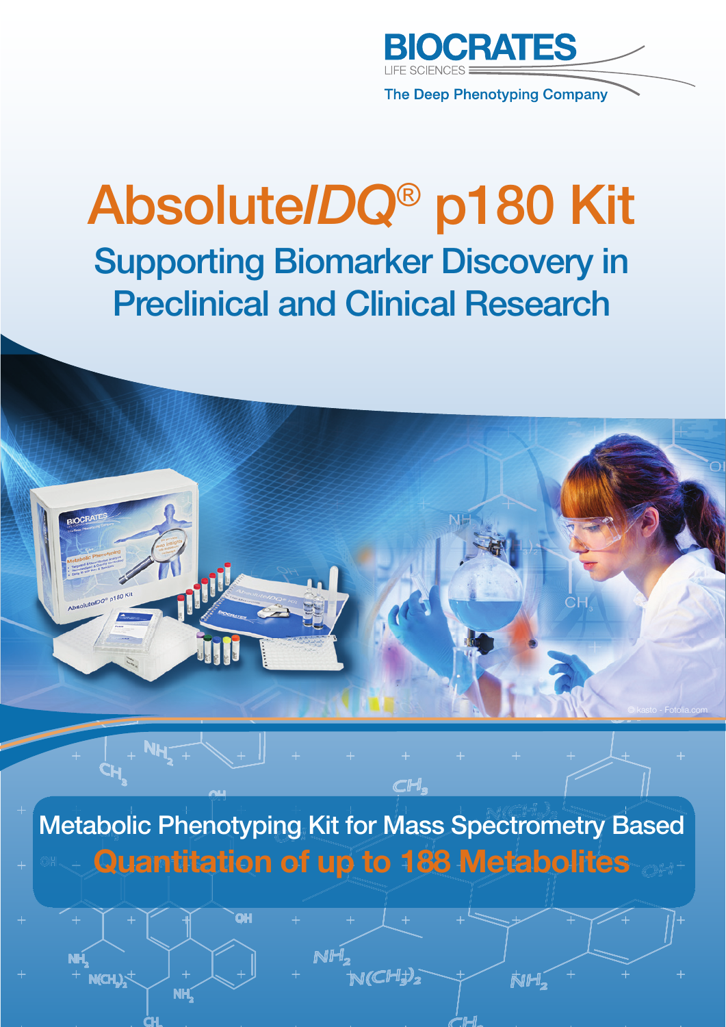BIOCRATES

LIFE SCIENCES

The Deep Phenotyping Company

# Absolute*IDQ*® p180 Kit

## Supporting Biomarker Discovery in Preclinical and Clinical Research

© kasto - Fotolia.com

Metabolic Phenotyping Kit for Mass Spectrometry Based

**Quantitation of up to 188 Metabolites**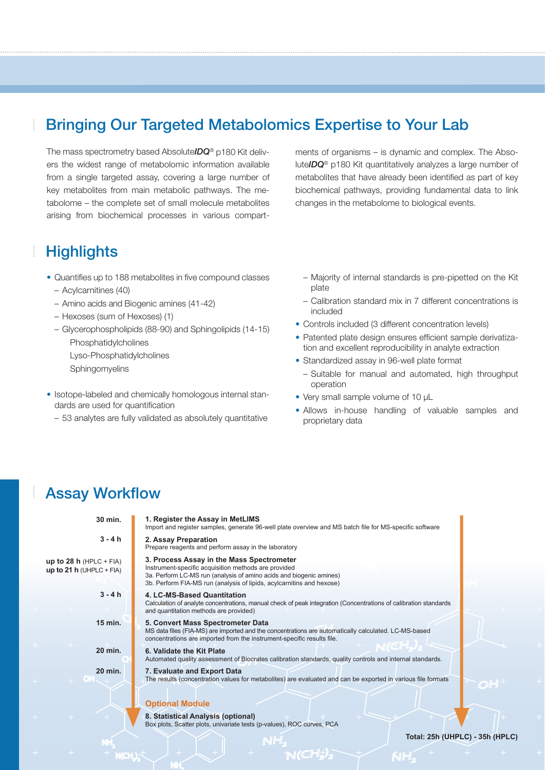## Bringing Our Targeted Metabolomics Expertise to Your Lab

The mass spectrometry based Absolute***IDQ***® p180 Kit delivers the widest range of metabolomic information available from a single targeted assay, covering a large number of key metabolites from main metabolic pathways. The metabolome – the complete set of small molecule metabolites arising from biochemical processes in various compartments of organisms – is dynamic and complex. The Absolute***IDQ***® p180 Kit quantitatively analyzes a large number of metabolites that have already been identified as part of key biochemical pathways, providing fundamental data to link changes in the metabolome to biological events.

## Highlights

- Quantifies up to 188 metabolites in five compound classes
  - Acylcarnitines (40)
  - Amino acids and Biogenic amines (41-42)
  - Hexoses (sum of Hexoses) (1)
  - Glycerophospholipids (88-90) and Sphingolipids (14-15)
    Phosphatidylcholines
    Lyso-Phosphatidylcholines
    Sphingomyelins
- Isotope-labeled and chemically homologous internal standards are used for quantification
  - 53 analytes are fully validated as absolutely quantitative
  - Majority of internal standards is pre-pipetted on the Kit plate
  - Calibration standard mix in 7 different concentrations is included
- Controls included (3 different concentration levels)
- Patented plate design ensures efficient sample derivatization and excellent reproducibility in analyte extraction
- Standardized assay in 96-well plate format
  - Suitable for manual and automated, high throughput operation
- Very small sample volume of 10 µL
- Allows in-house handling of valuable samples and proprietary data

## Assay Workflow

| Time | Step |
|---|---|
| **30 min.** | **1. Register the Assay in MetLIMS**<br>Import and register samples, generate 96-well plate overview and MS batch file for MS-specific software |
| **3 - 4 h** | **2. Assay Preparation**<br>Prepare reagents and perform assay in the laboratory |
| **up to 28 h** (HPLC + FIA)<br>**up to 21 h** (UHPLC + FIA) | **3. Process Assay in the Mass Spectrometer**<br>Instrument-specific acquisition methods are provided<br>3a. Perform LC-MS run (analysis of amino acids and biogenic amines)<br>3b. Perform FIA-MS run (analysis of lipids, acylcarnitins and hexose) |
| **3 - 4 h** | **4. LC-MS-Based Quantitation**<br>Calculation of analyte concentrations, manual check of peak integration (Concentrations of calibration standards and quantitation methods are provided) |
| **15 min.** | **5. Convert Mass Spectrometer Data**<br>MS data files (FIA-MS) are imported and the concentrations are automatically calculated. LC-MS-based concentrations are imported from the instrument-specific results file. |
| **20 min.** | **6. Validate the Kit Plate**<br>Automated quality assessment of Biocrates calibration standards, quality controls and internal standards. |
| **20 min.** | **7. Evaluate and Export Data**<br>The results (concentration values for metabolites) are evaluated and can be exported in various file formats |
| | **Optional Module**<br>**8. Statistical Analysis (optional)**<br>Box plots, Scatter plots, univariate tests (p-values), ROC curves, PCA |

**Total: 25h (UHPLC) - 35h (HPLC)**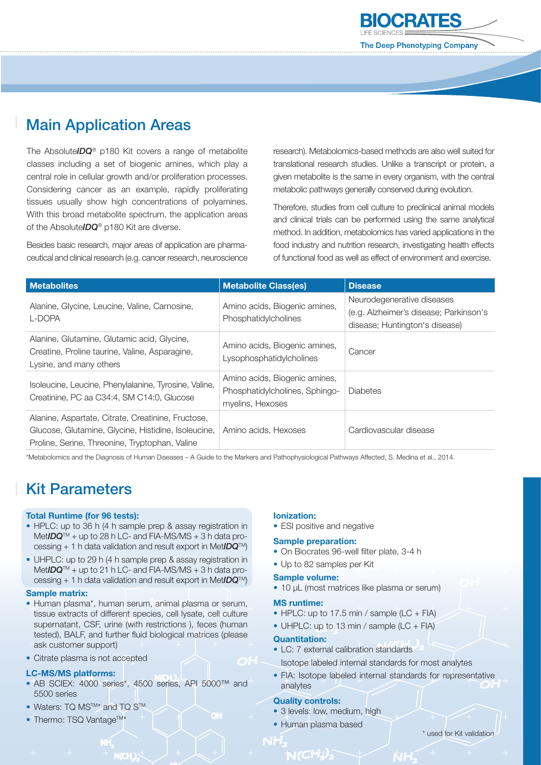## Main Application Areas

The Absolute***IDQ***® p180 Kit covers a range of metabolite classes including a set of biogenic amines, which play a central role in cellular growth and/or proliferation processes. Considering cancer as an example, rapidly proliferating tissues usually show high concentrations of polyamines. With this broad metabolite spectrum, the application areas of the Absolute***IDQ***® p180 Kit are diverse.

Besides basic research, major areas of application are pharmaceutical and clinical research (e.g. cancer research, neuroscience research). Metabolomics-based methods are also well suited for translational research studies. Unlike a transcript or protein, a given metabolite is the same in every organism, with the central metabolic pathways generally conserved during evolution.

Therefore, studies from cell culture to preclinical animal models and clinical trials can be performed using the same analytical method. In addition, metabolomics has varied applications in the food industry and nutrition research, investigating health effects of functional food as well as effect of environment and exercise.

| Metabolites | Metabolite Class(es) | Disease |
|---|---|---|
| Alanine, Glycine, Leucine, Valine, Carnosine, L-DOPA | Amino acids, Biogenic amines, Phosphatidylcholines | Neurodegenerative diseases (e.g. Alzheimer's disease; Parkinson's disease; Huntington's disease) |
| Alanine, Glutamine, Glutamic acid, Glycine, Creatine, Proline taurine, Valine, Asparagine, Lysine, and many others | Amino acids, Biogenic amines, Lysophosphatidylcholines | Cancer |
| Isoleucine, Leucine, Phenylalanine, Tyrosine, Valine, Creatinine, PC aa C34:4, SM C14:0, Glucose | Amino acids, Biogenic amines, Phosphatidylcholines, Sphingomyelins, Hexoses | Diabetes |
| Alanine, Aspartate, Citrate, Creatinine, Fructose, Glucose, Glutamine, Glycine, Histidine, Isoleucine, Proline, Serine, Threonine, Tryptophan, Valine | Amino acids, Hexoses | Cardiovascular disease |

*Metabolomics and the Diagnosis of Human Diseases – A Guide to the Markers and Pathophysiological Pathways Affected, S. Medina et al., 2014.

## Kit Parameters

**Total Runtime (for 96 tests):**

- HPLC: up to 36 h (4 h sample prep & assay registration in Met***IDQ***™ + up to 28 h LC- and FIA-MS/MS + 3 h data processing + 1 h data validation and result export in Met***IDQ***™)
- UHPLC: up to 29 h (4 h sample prep & assay registration in Met***IDQ***™ + up to 21 h LC- and FIA-MS/MS + 3 h data processing + 1 h data validation and result export in Met***IDQ***™)

**Sample matrix:**

- Human plasma*, human serum, animal plasma or serum, tissue extracts of different species, cell lysate, cell culture supernatant, CSF, urine (with restrictions ), feces (human tested), BALF, and further fluid biological matrices (please ask customer support)
- Citrate plasma is not accepted

**LC-MS/MS platforms:**

- AB SCIEX: 4000 series*, 4500 series, API 5000™ and 5500 series
- Waters: TQ MS™* and TQ S™
- Thermo: TSQ Vantage™*

**Ionization:**

- ESI positive and negative

**Sample preparation:**

- On Biocrates 96-well filter plate, 3-4 h
- Up to 82 samples per Kit

**Sample volume:**

- 10 µL (most matrices like plasma or serum)

**MS runtime:**

- HPLC: up to 17.5 min / sample (LC + FIA)
- UHPLC: up to 13 min / sample (LC + FIA)

**Quantitation:**

- LC: 7 external calibration standards
  Isotope labeled internal standards for most analytes
- FIA: Isotope labeled internal standards for representative analytes

**Quality controls:**

- 3 levels: low, medium, high
- Human plasma based

\* used for Kit validation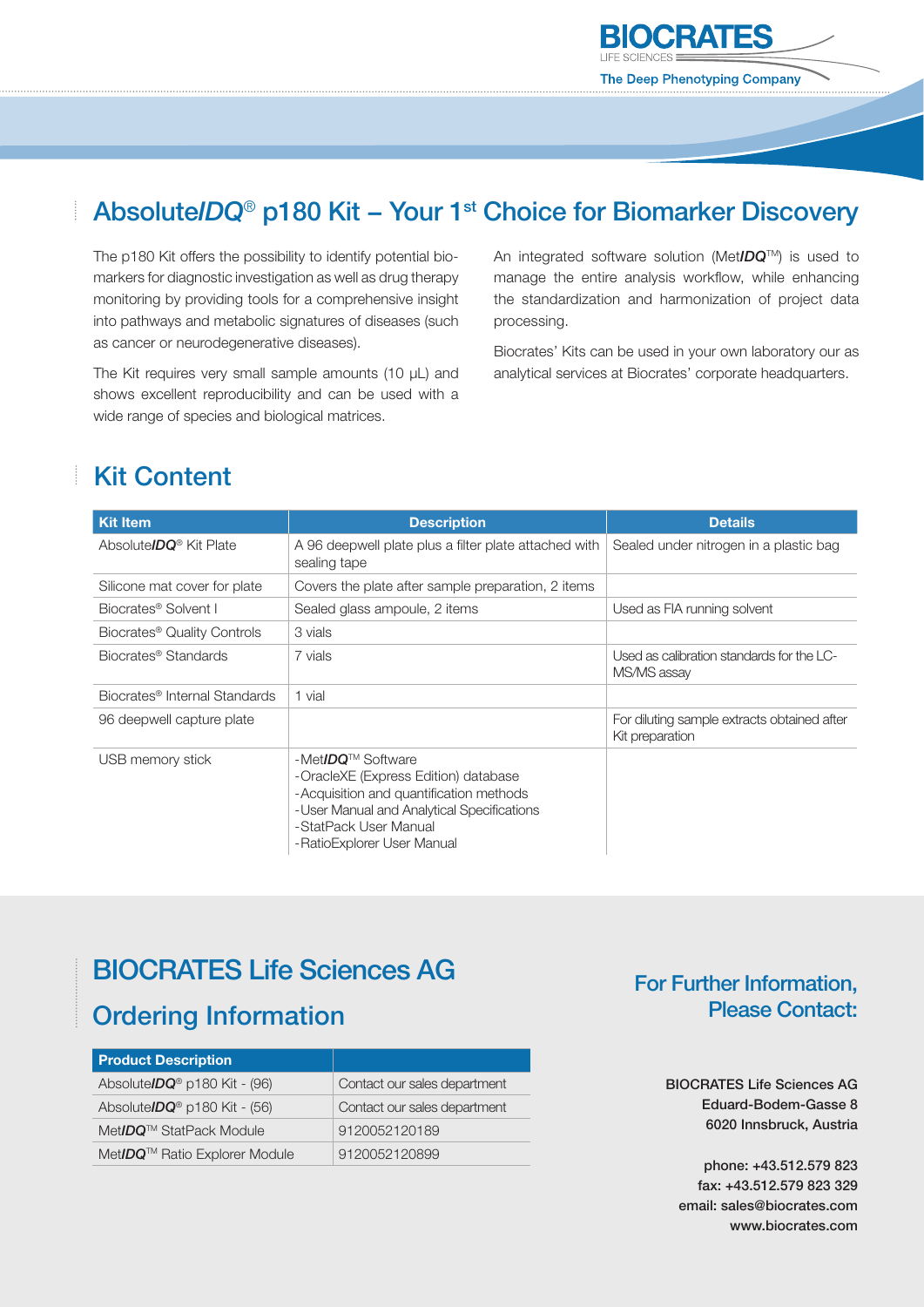BIOCRATES
LIFE SCIENCES
The Deep Phenotyping Company

## Absolute*IDQ*® p180 Kit – Your 1st Choice for Biomarker Discovery

The p180 Kit offers the possibility to identify potential biomarkers for diagnostic investigation as well as drug therapy monitoring by providing tools for a comprehensive insight into pathways and metabolic signatures of diseases (such as cancer or neurodegenerative diseases).

The Kit requires very small sample amounts (10 µL) and shows excellent reproducibility and can be used with a wide range of species and biological matrices.

An integrated software solution (Met***IDQ***™) is used to manage the entire analysis workflow, while enhancing the standardization and harmonization of project data processing.

Biocrates' Kits can be used in your own laboratory our as analytical services at Biocrates' corporate headquarters.

## Kit Content

| Kit Item | Description | Details |
|---|---|---|
| Absolute***IDQ***® Kit Plate | A 96 deepwell plate plus a filter plate attached with sealing tape | Sealed under nitrogen in a plastic bag |
| Silicone mat cover for plate | Covers the plate after sample preparation, 2 items | |
| Biocrates® Solvent I | Sealed glass ampoule, 2 items | Used as FIA running solvent |
| Biocrates® Quality Controls | 3 vials | |
| Biocrates® Standards | 7 vials | Used as calibration standards for the LC-MS/MS assay |
| Biocrates® Internal Standards | 1 vial | |
| 96 deepwell capture plate | | For diluting sample extracts obtained after Kit preparation |
| USB memory stick | - Met***IDQ***™ Software<br>- OracleXE (Express Edition) database<br>- Acquisition and quantification methods<br>- User Manual and Analytical Specifications<br>- StatPack User Manual<br>- RatioExplorer User Manual | |

## BIOCRATES Life Sciences AG

## Ordering Information

| Product Description | |
|---|---|
| Absolute***IDQ***® p180 Kit - (96) | Contact our sales department |
| Absolute***IDQ***® p180 Kit - (56) | Contact our sales department |
| Met***IDQ***™ StatPack Module | 9120052120189 |
| Met***IDQ***™ Ratio Explorer Module | 9120052120899 |

## For Further Information, Please Contact:

**BIOCRATES Life Sciences AG**
**Eduard-Bodem-Gasse 8**
**6020 Innsbruck, Austria**

**phone: +43.512.579 823**
**fax: +43.512.579 823 329**
**email: sales@biocrates.com**
**www.biocrates.com**